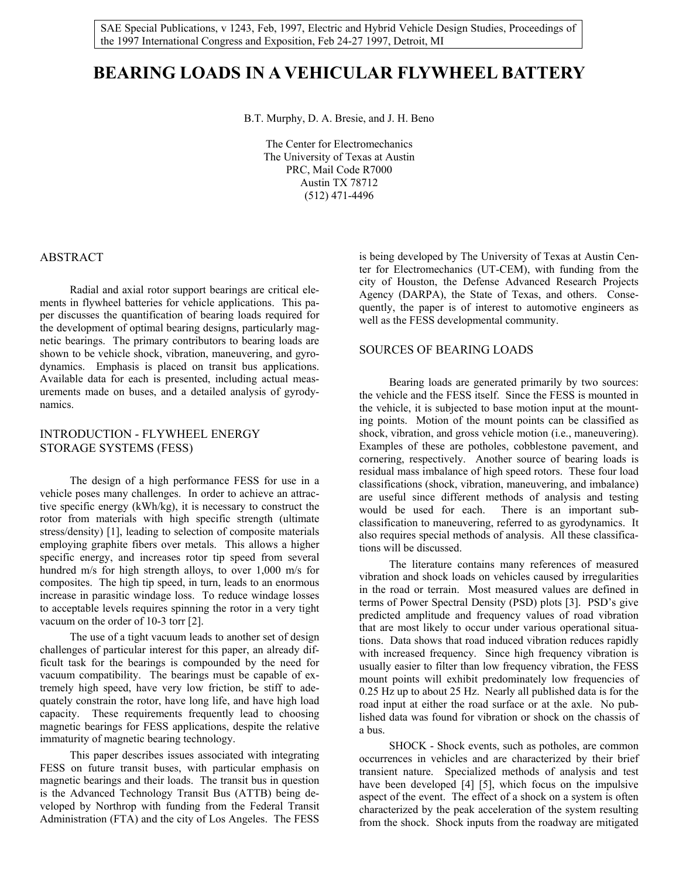SAE Special Publications, v 1243, Feb, 1997, Electric and Hybrid Vehicle Design Studies, Proceedings of the 1997 International Congress and Exposition, Feb 24-27 1997, Detroit, MI

# BEARING LOADS IN A VEHICULAR FLYWHEEL BATTERY

B.T. Murphy, D. A. Bresie, and J. H. Beno

The Center for Electromechanics
The University of Texas at Austin
PRC, Mail Code R7000
Austin TX 78712
(512) 471-4496

## ABSTRACT

Radial and axial rotor support bearings are critical elements in flywheel batteries for vehicle applications. This paper discusses the quantification of bearing loads required for the development of optimal bearing designs, particularly magnetic bearings. The primary contributors to bearing loads are shown to be vehicle shock, vibration, maneuvering, and gyrodynamics. Emphasis is placed on transit bus applications. Available data for each is presented, including actual measurements made on buses, and a detailed analysis of gyrodynamics.

## INTRODUCTION - FLYWHEEL ENERGY STORAGE SYSTEMS (FESS)

The design of a high performance FESS for use in a vehicle poses many challenges. In order to achieve an attractive specific energy (kWh/kg), it is necessary to construct the rotor from materials with high specific strength (ultimate stress/density) [1], leading to selection of composite materials employing graphite fibers over metals. This allows a higher specific energy, and increases rotor tip speed from several hundred m/s for high strength alloys, to over 1,000 m/s for composites. The high tip speed, in turn, leads to an enormous increase in parasitic windage loss. To reduce windage losses to acceptable levels requires spinning the rotor in a very tight vacuum on the order of 10-3 torr [2].

The use of a tight vacuum leads to another set of design challenges of particular interest for this paper, an already difficult task for the bearings is compounded by the need for vacuum compatibility. The bearings must be capable of extremely high speed, have very low friction, be stiff to adequately constrain the rotor, have long life, and have high load capacity. These requirements frequently lead to choosing magnetic bearings for FESS applications, despite the relative immaturity of magnetic bearing technology.

This paper describes issues associated with integrating FESS on future transit buses, with particular emphasis on magnetic bearings and their loads. The transit bus in question is the Advanced Technology Transit Bus (ATTB) being developed by Northrop with funding from the Federal Transit Administration (FTA) and the city of Los Angeles. The FESS is being developed by The University of Texas at Austin Center for Electromechanics (UT-CEM), with funding from the city of Houston, the Defense Advanced Research Projects Agency (DARPA), the State of Texas, and others. Consequently, the paper is of interest to automotive engineers as well as the FESS developmental community.

## SOURCES OF BEARING LOADS

Bearing loads are generated primarily by two sources: the vehicle and the FESS itself. Since the FESS is mounted in the vehicle, it is subjected to base motion input at the mounting points. Motion of the mount points can be classified as shock, vibration, and gross vehicle motion (i.e., maneuvering). Examples of these are potholes, cobblestone pavement, and cornering, respectively. Another source of bearing loads is residual mass imbalance of high speed rotors. These four load classifications (shock, vibration, maneuvering, and imbalance) are useful since different methods of analysis and testing would be used for each. There is an important subclassification to maneuvering, referred to as gyrodynamics. It also requires special methods of analysis. All these classifications will be discussed.

The literature contains many references of measured vibration and shock loads on vehicles caused by irregularities in the road or terrain. Most measured values are defined in terms of Power Spectral Density (PSD) plots [3]. PSD's give predicted amplitude and frequency values of road vibration that are most likely to occur under various operational situations. Data shows that road induced vibration reduces rapidly with increased frequency. Since high frequency vibration is usually easier to filter than low frequency vibration, the FESS mount points will exhibit predominately low frequencies of 0.25 Hz up to about 25 Hz. Nearly all published data is for the road input at either the road surface or at the axle. No published data was found for vibration or shock on the chassis of a bus.

SHOCK - Shock events, such as potholes, are common occurrences in vehicles and are characterized by their brief transient nature. Specialized methods of analysis and test have been developed [4] [5], which focus on the impulsive aspect of the event. The effect of a shock on a system is often characterized by the peak acceleration of the system resulting from the shock. Shock inputs from the roadway are mitigated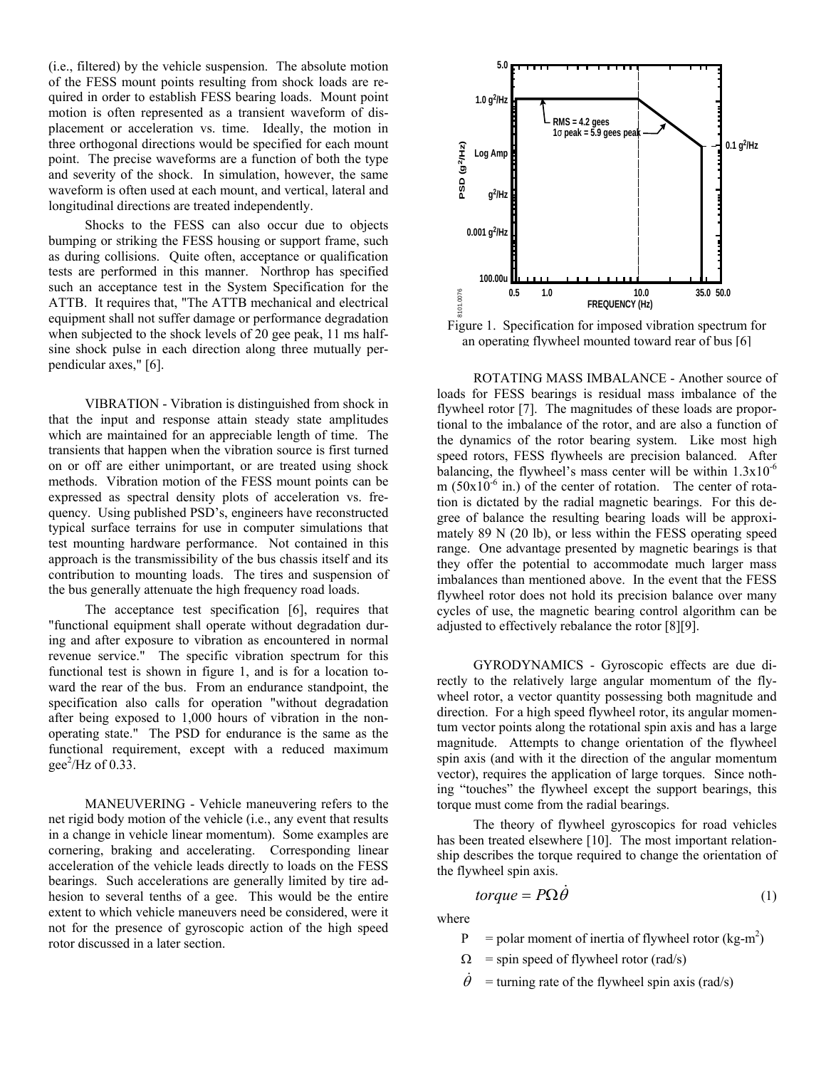(i.e., filtered) by the vehicle suspension. The absolute motion of the FESS mount points resulting from shock loads are required in order to establish FESS bearing loads. Mount point motion is often represented as a transient waveform of displacement or acceleration vs. time. Ideally, the motion in three orthogonal directions would be specified for each mount point. The precise waveforms are a function of both the type and severity of the shock. In simulation, however, the same waveform is often used at each mount, and vertical, lateral and longitudinal directions are treated independently.

Shocks to the FESS can also occur due to objects bumping or striking the FESS housing or support frame, such as during collisions. Quite often, acceptance or qualification tests are performed in this manner. Northrop has specified such an acceptance test in the System Specification for the ATTB. It requires that, "The ATTB mechanical and electrical equipment shall not suffer damage or performance degradation when subjected to the shock levels of 20 gee peak, 11 ms half-sine shock pulse in each direction along three mutually perpendicular axes," [6].

VIBRATION - Vibration is distinguished from shock in that the input and response attain steady state amplitudes which are maintained for an appreciable length of time. The transients that happen when the vibration source is first turned on or off are either unimportant, or are treated using shock methods. Vibration motion of the FESS mount points can be expressed as spectral density plots of acceleration vs. frequency. Using published PSD's, engineers have reconstructed typical surface terrains for use in computer simulations that test mounting hardware performance. Not contained in this approach is the transmissibility of the bus chassis itself and its contribution to mounting loads. The tires and suspension of the bus generally attenuate the high frequency road loads.

The acceptance test specification [6], requires that "functional equipment shall operate without degradation during and after exposure to vibration as encountered in normal revenue service." The specific vibration spectrum for this functional test is shown in figure 1, and is for a location toward the rear of the bus. From an endurance standpoint, the specification also calls for operation "without degradation after being exposed to 1,000 hours of vibration in the non-operating state." The PSD for endurance is the same as the functional requirement, except with a reduced maximum gee$^2$/Hz of 0.33.

MANEUVERING - Vehicle maneuvering refers to the net rigid body motion of the vehicle (i.e., any event that results in a change in vehicle linear momentum). Some examples are cornering, braking and accelerating. Corresponding linear acceleration of the vehicle leads directly to loads on the FESS bearings. Such accelerations are generally limited by tire adhesion to several tenths of a gee. This would be the entire extent to which vehicle maneuvers need be considered, were it not for the presence of gyroscopic action of the high speed rotor discussed in a later section.

Figure 1. Specification for imposed vibration spectrum for an operating flywheel mounted toward rear of bus [6]

ROTATING MASS IMBALANCE - Another source of loads for FESS bearings is residual mass imbalance of the flywheel rotor [7]. The magnitudes of these loads are proportional to the imbalance of the rotor, and are also a function of the dynamics of the rotor bearing system. Like most high speed rotors, FESS flywheels are precision balanced. After balancing, the flywheel's mass center will be within $1.3\times10^{-6}$ m ($50\times10^{-6}$ in.) of the center of rotation. The center of rotation is dictated by the radial magnetic bearings. For this degree of balance the resulting bearing loads will be approximately 89 N (20 lb), or less within the FESS operating speed range. One advantage presented by magnetic bearings is that they offer the potential to accommodate much larger mass imbalances than mentioned above. In the event that the FESS flywheel rotor does not hold its precision balance over many cycles of use, the magnetic bearing control algorithm can be adjusted to effectively rebalance the rotor [8][9].

GYRODYNAMICS - Gyroscopic effects are due directly to the relatively large angular momentum of the flywheel rotor, a vector quantity possessing both magnitude and direction. For a high speed flywheel rotor, its angular momentum vector points along the rotational spin axis and has a large magnitude. Attempts to change orientation of the flywheel spin axis (and with it the direction of the angular momentum vector), requires the application of large torques. Since nothing "touches" the flywheel except the support bearings, this torque must come from the radial bearings.

The theory of flywheel gyroscopics for road vehicles has been treated elsewhere [10]. The most important relationship describes the torque required to change the orientation of the flywheel spin axis.

$$torque = P\Omega\dot{\theta} \tag{1}$$

where

- P = polar moment of inertia of flywheel rotor (kg-m$^2$)
- $\Omega$ = spin speed of flywheel rotor (rad/s)
- $\dot{\theta}$ = turning rate of the flywheel spin axis (rad/s)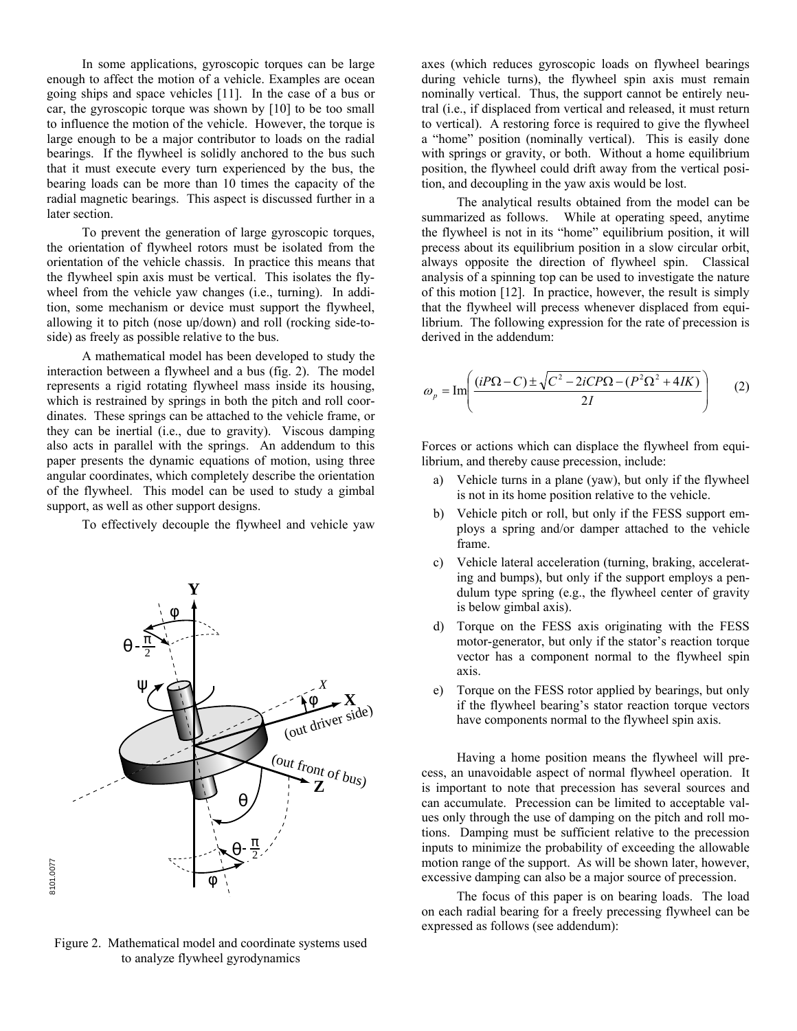In some applications, gyroscopic torques can be large enough to affect the motion of a vehicle. Examples are ocean going ships and space vehicles [11]. In the case of a bus or car, the gyroscopic torque was shown by [10] to be too small to influence the motion of the vehicle. However, the torque is large enough to be a major contributor to loads on the radial bearings. If the flywheel is solidly anchored to the bus such that it must execute every turn experienced by the bus, the bearing loads can be more than 10 times the capacity of the radial magnetic bearings. This aspect is discussed further in a later section.

To prevent the generation of large gyroscopic torques, the orientation of flywheel rotors must be isolated from the orientation of the vehicle chassis. In practice this means that the flywheel spin axis must be vertical. This isolates the flywheel from the vehicle yaw changes (i.e., turning). In addition, some mechanism or device must support the flywheel, allowing it to pitch (nose up/down) and roll (rocking side-to-side) as freely as possible relative to the bus.

A mathematical model has been developed to study the interaction between a flywheel and a bus (fig. 2). The model represents a rigid rotating flywheel mass inside its housing, which is restrained by springs in both the pitch and roll coordinates. These springs can be attached to the vehicle frame, or they can be inertial (i.e., due to gravity). Viscous damping also acts in parallel with the springs. An addendum to this paper presents the dynamic equations of motion, using three angular coordinates, which completely describe the orientation of the flywheel. This model can be used to study a gimbal support, as well as other support designs.

To effectively decouple the flywheel and vehicle yaw axes (which reduces gyroscopic loads on flywheel bearings during vehicle turns), the flywheel spin axis must remain nominally vertical. Thus, the support cannot be entirely neutral (i.e., if displaced from vertical and released, it must return to vertical). A restoring force is required to give the flywheel a "home" position (nominally vertical). This is easily done with springs or gravity, or both. Without a home equilibrium position, the flywheel could drift away from the vertical position, and decoupling in the yaw axis would be lost.

Figure 2. Mathematical model and coordinate systems used to analyze flywheel gyrodynamics

The analytical results obtained from the model can be summarized as follows. While at operating speed, anytime the flywheel is not in its "home" equilibrium position, it will precess about its equilibrium position in a slow circular orbit, always opposite the direction of flywheel spin. Classical analysis of a spinning top can be used to investigate the nature of this motion [12]. In practice, however, the result is simply that the flywheel will precess whenever displaced from equilibrium. The following expression for the rate of precession is derived in the addendum:

$$\omega_p = \operatorname{Im}\left(\frac{(iP\Omega - C) \pm \sqrt{C^2 - 2iCP\Omega - (P^2\Omega^2 + 4IK)}}{2I}\right) \qquad (2)$$

Forces or actions which can displace the flywheel from equilibrium, and thereby cause precession, include:

a) Vehicle turns in a plane (yaw), but only if the flywheel is not in its home position relative to the vehicle.
b) Vehicle pitch or roll, but only if the FESS support employs a spring and/or damper attached to the vehicle frame.
c) Vehicle lateral acceleration (turning, braking, accelerating and bumps), but only if the support employs a pendulum type spring (e.g., the flywheel center of gravity is below gimbal axis).
d) Torque on the FESS axis originating with the FESS motor-generator, but only if the stator's reaction torque vector has a component normal to the flywheel spin axis.
e) Torque on the FESS rotor applied by bearings, but only if the flywheel bearing's stator reaction torque vectors have components normal to the flywheel spin axis.

Having a home position means the flywheel will precess, an unavoidable aspect of normal flywheel operation. It is important to note that precession has several sources and can accumulate. Precession can be limited to acceptable values only through the use of damping on the pitch and roll motions. Damping must be sufficient relative to the precession inputs to minimize the probability of exceeding the allowable motion range of the support. As will be shown later, however, excessive damping can also be a major source of precession.

The focus of this paper is on bearing loads. The load on each radial bearing for a freely precessing flywheel can be expressed as follows (see addendum):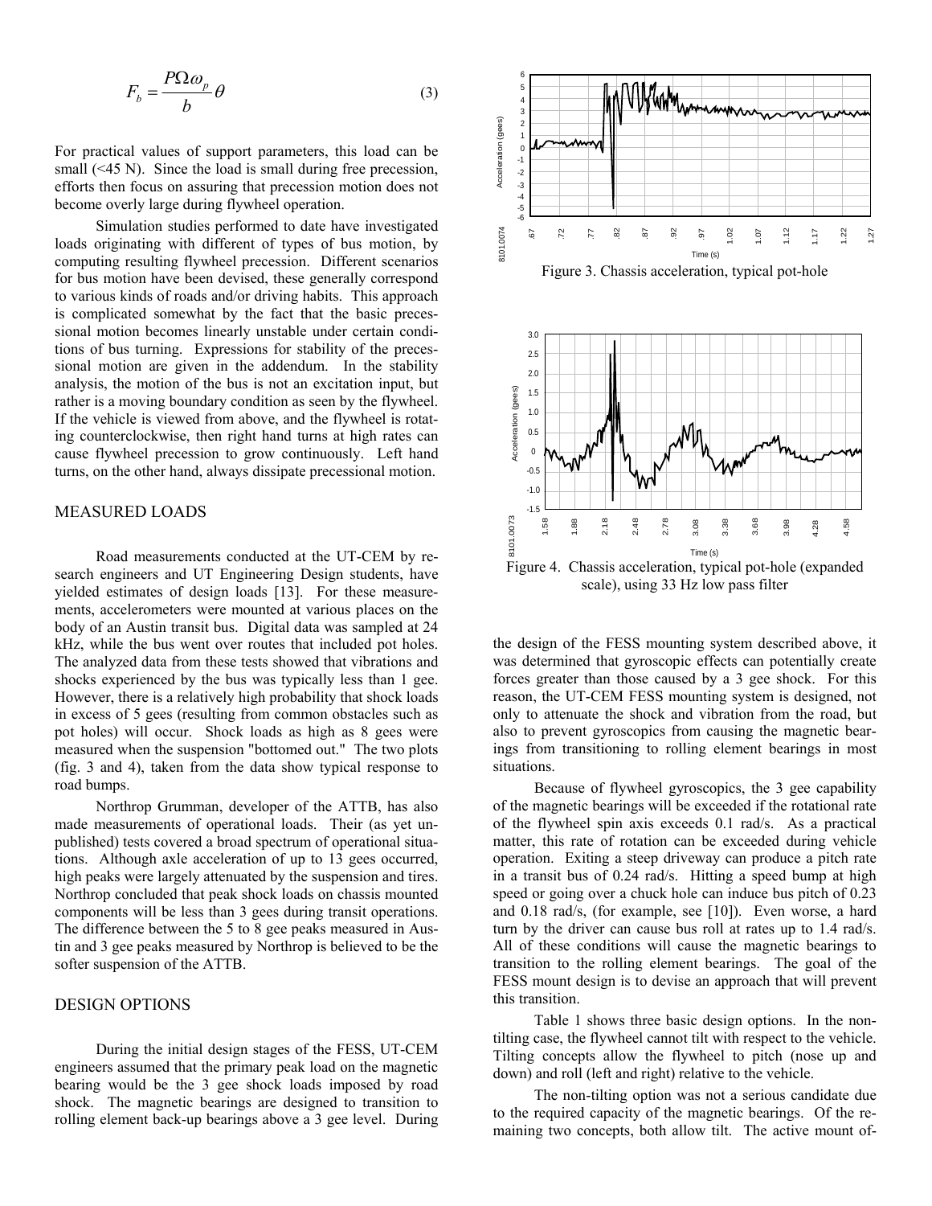$$F_b = \frac{P\Omega\omega_p}{b}\theta \tag{3}$$

For practical values of support parameters, this load can be small (<45 N). Since the load is small during free precession, efforts then focus on assuring that precession motion does not become overly large during flywheel operation.

Simulation studies performed to date have investigated loads originating with different of types of bus motion, by computing resulting flywheel precession. Different scenarios for bus motion have been devised, these generally correspond to various kinds of roads and/or driving habits. This approach is complicated somewhat by the fact that the basic precessional motion becomes linearly unstable under certain conditions of bus turning. Expressions for stability of the precessional motion are given in the addendum. In the stability analysis, the motion of the bus is not an excitation input, but rather is a moving boundary condition as seen by the flywheel. If the vehicle is viewed from above, and the flywheel is rotating counterclockwise, then right hand turns at high rates can cause flywheel precession to grow continuously. Left hand turns, on the other hand, always dissipate precessional motion.

## MEASURED LOADS

Road measurements conducted at the UT-CEM by research engineers and UT Engineering Design students, have yielded estimates of design loads [13]. For these measurements, accelerometers were mounted at various places on the body of an Austin transit bus. Digital data was sampled at 24 kHz, while the bus went over routes that included pot holes. The analyzed data from these tests showed that vibrations and shocks experienced by the bus was typically less than 1 gee. However, there is a relatively high probability that shock loads in excess of 5 gees (resulting from common obstacles such as pot holes) will occur. Shock loads as high as 8 gees were measured when the suspension "bottomed out." The two plots (fig. 3 and 4), taken from the data show typical response to road bumps.

Northrop Grumman, developer of the ATTB, has also made measurements of operational loads. Their (as yet unpublished) tests covered a broad spectrum of operational situations. Although axle acceleration of up to 13 gees occurred, high peaks were largely attenuated by the suspension and tires. Northrop concluded that peak shock loads on chassis mounted components will be less than 3 gees during transit operations. The difference between the 5 to 8 gee peaks measured in Austin and 3 gee peaks measured by Northrop is believed to be the softer suspension of the ATTB.

Figure 3. Chassis acceleration, typical pot-hole

Figure 4. Chassis acceleration, typical pot-hole (expanded scale), using 33 Hz low pass filter

## DESIGN OPTIONS

During the initial design stages of the FESS, UT-CEM engineers assumed that the primary peak load on the magnetic bearing would be the 3 gee shock loads imposed by road shock. The magnetic bearings are designed to transition to rolling element back-up bearings above a 3 gee level. During the design of the FESS mounting system described above, it was determined that gyroscopic effects can potentially create forces greater than those caused by a 3 gee shock. For this reason, the UT-CEM FESS mounting system is designed, not only to attenuate the shock and vibration from the road, but also to prevent gyroscopics from causing the magnetic bearings from transitioning to rolling element bearings in most situations.

Because of flywheel gyroscopics, the 3 gee capability of the magnetic bearings will be exceeded if the rotational rate of the flywheel spin axis exceeds 0.1 rad/s. As a practical matter, this rate of rotation can be exceeded during vehicle operation. Exiting a steep driveway can produce a pitch rate in a transit bus of 0.24 rad/s. Hitting a speed bump at high speed or going over a chuck hole can induce bus pitch of 0.23 and 0.18 rad/s, (for example, see [10]). Even worse, a hard turn by the driver can cause bus roll at rates up to 1.4 rad/s. All of these conditions will cause the magnetic bearings to transition to the rolling element bearings. The goal of the FESS mount design is to devise an approach that will prevent this transition.

Table 1 shows three basic design options. In the non-tilting case, the flywheel cannot tilt with respect to the vehicle. Tilting concepts allow the flywheel to pitch (nose up and down) and roll (left and right) relative to the vehicle.

The non-tilting option was not a serious candidate due to the required capacity of the magnetic bearings. Of the remaining two concepts, both allow tilt. The active mount of-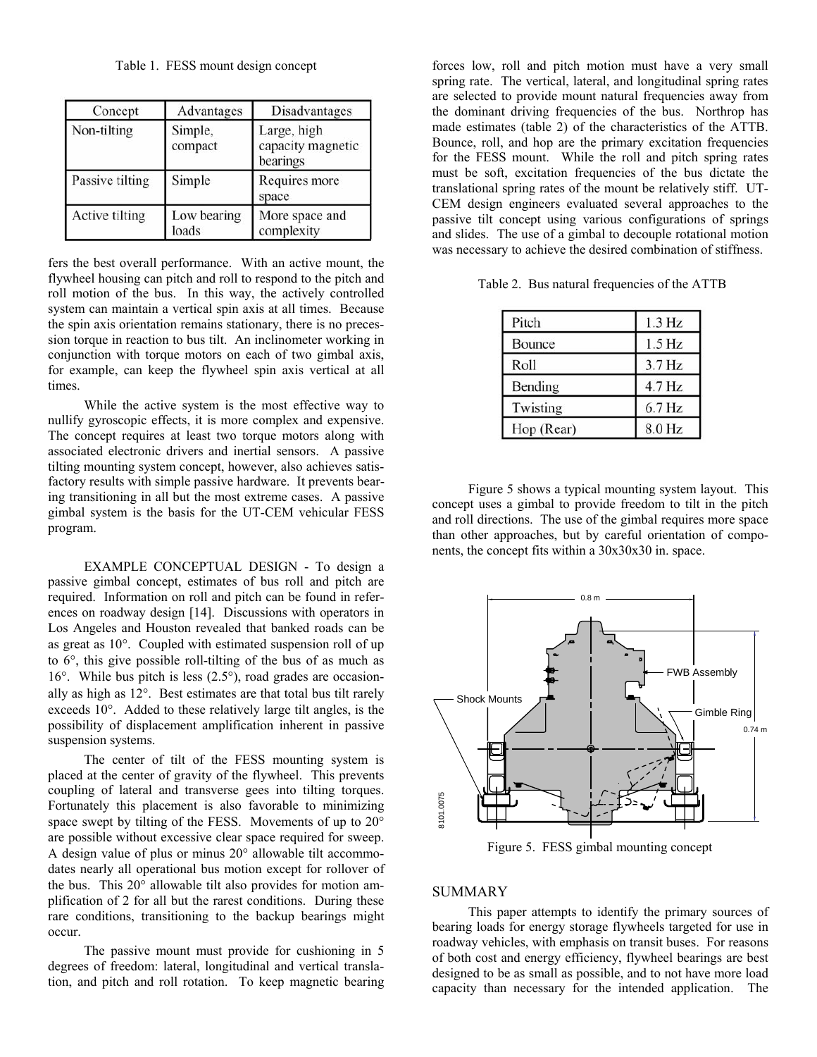Table 1. FESS mount design concept

| Concept | Advantages | Disadvantages |
|---|---|---|
| Non-tilting | Simple, compact | Large, high capacity magnetic bearings |
| Passive tilting | Simple | Requires more space |
| Active tilting | Low bearing loads | More space and complexity |

fers the best overall performance. With an active mount, the flywheel housing can pitch and roll to respond to the pitch and roll motion of the bus. In this way, the actively controlled system can maintain a vertical spin axis at all times. Because the spin axis orientation remains stationary, there is no precession torque in reaction to bus tilt. An inclinometer working in conjunction with torque motors on each of two gimbal axis, for example, can keep the flywheel spin axis vertical at all times.

While the active system is the most effective way to nullify gyroscopic effects, it is more complex and expensive. The concept requires at least two torque motors along with associated electronic drivers and inertial sensors. A passive tilting mounting system concept, however, also achieves satisfactory results with simple passive hardware. It prevents bearing transitioning in all but the most extreme cases. A passive gimbal system is the basis for the UT-CEM vehicular FESS program.

EXAMPLE CONCEPTUAL DESIGN - To design a passive gimbal concept, estimates of bus roll and pitch are required. Information on roll and pitch can be found in references on roadway design [14]. Discussions with operators in Los Angeles and Houston revealed that banked roads can be as great as 10°. Coupled with estimated suspension roll of up to 6°, this give possible roll-tilting of the bus of as much as 16°. While bus pitch is less (2.5°), road grades are occasionally as high as 12°. Best estimates are that total bus tilt rarely exceeds 10°. Added to these relatively large tilt angles, is the possibility of displacement amplification inherent in passive suspension systems.

The center of tilt of the FESS mounting system is placed at the center of gravity of the flywheel. This prevents coupling of lateral and transverse gees into tilting torques. Fortunately this placement is also favorable to minimizing space swept by tilting of the FESS. Movements of up to 20° are possible without excessive clear space required for sweep. A design value of plus or minus 20° allowable tilt accommodates nearly all operational bus motion except for rollover of the bus. This 20° allowable tilt also provides for motion amplification of 2 for all but the rarest conditions. During these rare conditions, transitioning to the backup bearings might occur.

The passive mount must provide for cushioning in 5 degrees of freedom: lateral, longitudinal and vertical translation, and pitch and roll rotation. To keep magnetic bearing forces low, roll and pitch motion must have a very small spring rate. The vertical, lateral, and longitudinal spring rates are selected to provide mount natural frequencies away from the dominant driving frequencies of the bus. Northrop has made estimates (table 2) of the characteristics of the ATTB. Bounce, roll, and hop are the primary excitation frequencies for the FESS mount. While the roll and pitch spring rates must be soft, excitation frequencies of the bus dictate the translational spring rates of the mount be relatively stiff. UT-CEM design engineers evaluated several approaches to the passive tilt concept using various configurations of springs and slides. The use of a gimbal to decouple rotational motion was necessary to achieve the desired combination of stiffness.

Table 2. Bus natural frequencies of the ATTB

| Mode | Frequency |
|---|---|
| Pitch | 1.3 Hz |
| Bounce | 1.5 Hz |
| Roll | 3.7 Hz |
| Bending | 4.7 Hz |
| Twisting | 6.7 Hz |
| Hop (Rear) | 8.0 Hz |

Figure 5 shows a typical mounting system layout. This concept uses a gimbal to provide freedom to tilt in the pitch and roll directions. The use of the gimbal requires more space than other approaches, but by careful orientation of components, the concept fits within a 30x30x30 in. space.

Figure 5. FESS gimbal mounting concept

## SUMMARY

This paper attempts to identify the primary sources of bearing loads for energy storage flywheels targeted for use in roadway vehicles, with emphasis on transit buses. For reasons of both cost and energy efficiency, flywheel bearings are best designed to be as small as possible, and to not have more load capacity than necessary for the intended application. The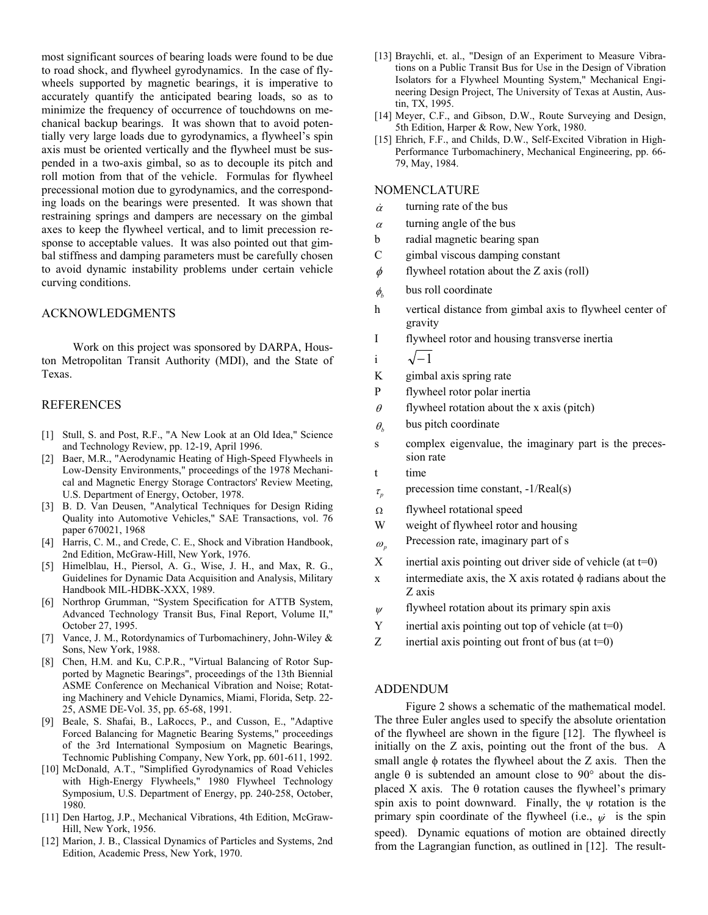most significant sources of bearing loads were found to be due to road shock, and flywheel gyrodynamics. In the case of flywheels supported by magnetic bearings, it is imperative to accurately quantify the anticipated bearing loads, so as to minimize the frequency of occurrence of touchdowns on mechanical backup bearings. It was shown that to avoid potentially very large loads due to gyrodynamics, a flywheel's spin axis must be oriented vertically and the flywheel must be suspended in a two-axis gimbal, so as to decouple its pitch and roll motion from that of the vehicle. Formulas for flywheel precessional motion due to gyrodynamics, and the corresponding loads on the bearings were presented. It was shown that restraining springs and dampers are necessary on the gimbal axes to keep the flywheel vertical, and to limit precession response to acceptable values. It was also pointed out that gimbal stiffness and damping parameters must be carefully chosen to avoid dynamic instability problems under certain vehicle curving conditions.

## ACKNOWLEDGMENTS

Work on this project was sponsored by DARPA, Houston Metropolitan Transit Authority (MDI), and the State of Texas.

## REFERENCES

[1] Stull, S. and Post, R.F., "A New Look at an Old Idea," Science and Technology Review, pp. 12-19, April 1996.

[2] Baer, M.R., "Aerodynamic Heating of High-Speed Flywheels in Low-Density Environments," proceedings of the 1978 Mechanical and Magnetic Energy Storage Contractors' Review Meeting, U.S. Department of Energy, October, 1978.

[3] B. D. Van Deusen, "Analytical Techniques for Design Riding Quality into Automotive Vehicles," SAE Transactions, vol. 76 paper 670021, 1968

[4] Harris, C. M., and Crede, C. E., Shock and Vibration Handbook, 2nd Edition, McGraw-Hill, New York, 1976.

[5] Himelblau, H., Piersol, A. G., Wise, J. H., and Max, R. G., Guidelines for Dynamic Data Acquisition and Analysis, Military Handbook MIL-HDBK-XXX, 1989.

[6] Northrop Grumman, "System Specification for ATTB System, Advanced Technology Transit Bus, Final Report, Volume II," October 27, 1995.

[7] Vance, J. M., Rotordynamics of Turbomachinery, John-Wiley & Sons, New York, 1988.

[8] Chen, H.M. and Ku, C.P.R., "Virtual Balancing of Rotor Supported by Magnetic Bearings", proceedings of the 13th Biennial ASME Conference on Mechanical Vibration and Noise; Rotating Machinery and Vehicle Dynamics, Miami, Florida, Setp. 22-25, ASME DE-Vol. 35, pp. 65-68, 1991.

[9] Beale, S. Shafai, B., LaRoccs, P., and Cusson, E., "Adaptive Forced Balancing for Magnetic Bearing Systems," proceedings of the 3rd International Symposium on Magnetic Bearings, Technomic Publishing Company, New York, pp. 601-611, 1992.

[10] McDonald, A.T., "Simplified Gyrodynamics of Road Vehicles with High-Energy Flywheels," 1980 Flywheel Technology Symposium, U.S. Department of Energy, pp. 240-258, October, 1980.

[11] Den Hartog, J.P., Mechanical Vibrations, 4th Edition, McGraw-Hill, New York, 1956.

[12] Marion, J. B., Classical Dynamics of Particles and Systems, 2nd Edition, Academic Press, New York, 1970.

[13] Braychli, et. al., "Design of an Experiment to Measure Vibrations on a Public Transit Bus for Use in the Design of Vibration Isolators for a Flywheel Mounting System," Mechanical Engineering Design Project, The University of Texas at Austin, Austin, TX, 1995.

[14] Meyer, C.F., and Gibson, D.W., Route Surveying and Design, 5th Edition, Harper & Row, New York, 1980.

[15] Ehrich, F.F., and Childs, D.W., Self-Excited Vibration in High-Performance Turbomachinery, Mechanical Engineering, pp. 66-79, May, 1984.

## NOMENCLATURE

- $\dot{\alpha}$ turning rate of the bus
- $\alpha$ turning angle of the bus
- b radial magnetic bearing span
- C gimbal viscous damping constant
- $\phi$ flywheel rotation about the Z axis (roll)
- $\phi_b$ bus roll coordinate
- h vertical distance from gimbal axis to flywheel center of gravity
- I flywheel rotor and housing transverse inertia
- i $\sqrt{-1}$
- K gimbal axis spring rate
- P flywheel rotor polar inertia
- $\theta$ flywheel rotation about the x axis (pitch)
- $\theta_b$ bus pitch coordinate
- s complex eigenvalue, the imaginary part is the precession rate
- t time
- $\tau_p$ precession time constant, -1/Real(s)
- $\Omega$ flywheel rotational speed
- W weight of flywheel rotor and housing
- $\omega_p$ Precession rate, imaginary part of s
- X inertial axis pointing out driver side of vehicle (at t=0)
- x intermediate axis, the X axis rotated $\phi$ radians about the Z axis
- $\psi$ flywheel rotation about its primary spin axis
- Y inertial axis pointing out top of vehicle (at t=0)
- Z inertial axis pointing out front of bus (at t=0)

## ADDENDUM

Figure 2 shows a schematic of the mathematical model. The three Euler angles used to specify the absolute orientation of the flywheel are shown in the figure [12]. The flywheel is initially on the Z axis, pointing out the front of the bus. A small angle $\phi$ rotates the flywheel about the Z axis. Then the angle $\theta$ is subtended an amount close to 90° about the displaced X axis. The $\theta$ rotation causes the flywheel's primary spin axis to point downward. Finally, the $\psi$ rotation is the primary spin coordinate of the flywheel (i.e., $\dot{\psi}$ is the spin speed). Dynamic equations of motion are obtained directly from the Lagrangian function, as outlined in [12]. The result-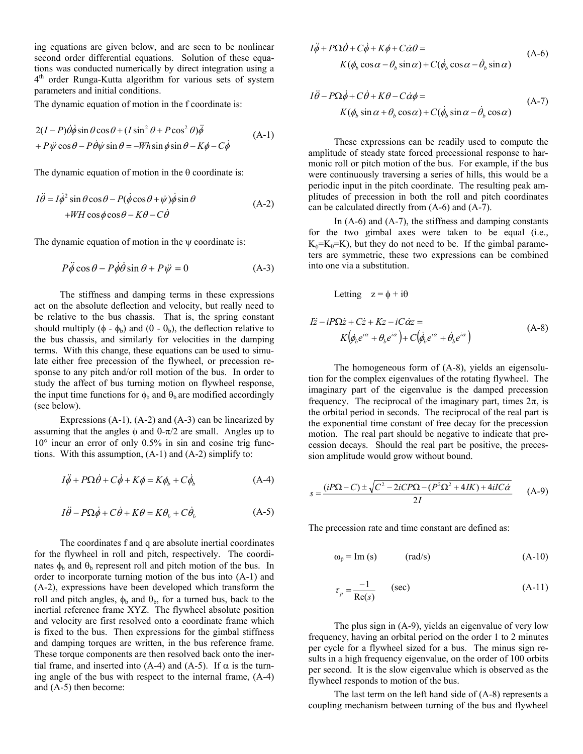ing equations are given below, and are seen to be nonlinear second order differential equations. Solution of these equations was conducted numerically by direct integration using a 4th order Runga-Kutta algorithm for various sets of system parameters and initial conditions.

The dynamic equation of motion in the f coordinate is:

$$2(I-P)\dot{\theta}\dot{\phi}\sin\theta\cos\theta + (I\sin^2\theta + P\cos^2\theta)\ddot{\phi} + P\ddot{\psi}\cos\theta - P\dot{\theta}\dot{\psi}\sin\theta = -Wh\sin\phi\sin\theta - K\phi - C\dot{\phi} \tag{A-1}$$

The dynamic equation of motion in the θ coordinate is:

$$I\ddot{\theta} = I\dot{\phi}^2\sin\theta\cos\theta - P(\dot{\phi}\cos\theta + \dot{\psi})\dot{\phi}\sin\theta + WH\cos\phi\cos\theta - K\theta - C\dot{\theta} \tag{A-2}$$

The dynamic equation of motion in the ψ coordinate is:

$$P\ddot{\phi}\cos\theta - P\dot{\phi}\dot{\theta}\sin\theta + P\ddot{\psi} = 0 \tag{A-3}$$

The stiffness and damping terms in these expressions act on the absolute deflection and velocity, but really need to be relative to the bus chassis. That is, the spring constant should multiply ($\phi - \phi_b$) and ($\theta - \theta_b$), the deflection relative to the bus chassis, and similarly for velocities in the damping terms. With this change, these equations can be used to simulate either free precession of the flywheel, or precession response to any pitch and/or roll motion of the bus. In order to study the affect of bus turning motion on flywheel response, the input time functions for $\phi_b$ and $\theta_b$ are modified accordingly (see below).

Expressions (A-1), (A-2) and (A-3) can be linearized by assuming that the angles $\phi$ and $\theta-\pi/2$ are small. Angles up to 10° incur an error of only 0.5% in sin and cosine trig functions. With this assumption, (A-1) and (A-2) simplify to:

$$I\ddot{\phi} + P\Omega\dot{\theta} + C\dot{\phi} + K\phi = K\phi_b + C\dot{\phi}_b \tag{A-4}$$

$$I\ddot{\theta} - P\Omega\dot{\phi} + C\dot{\theta} + K\theta = K\theta_b + C\dot{\theta}_b \tag{A-5}$$

The coordinates f and q are absolute inertial coordinates for the flywheel in roll and pitch, respectively. The coordinates $\phi_b$ and $\theta_b$ represent roll and pitch motion of the bus. In order to incorporate turning motion of the bus into (A-1) and (A-2), expressions have been developed which transform the roll and pitch angles, $\phi_b$ and $\theta_b$, for a turned bus, back to the inertial reference frame XYZ. The flywheel absolute position and velocity are first resolved onto a coordinate frame which is fixed to the bus. Then expressions for the gimbal stiffness and damping torques are written, in the bus reference frame. These torque components are then resolved back onto the inertial frame, and inserted into (A-4) and (A-5). If $\alpha$ is the turning angle of the bus with respect to the internal frame, (A-4) and (A-5) then become:

$$I\ddot{\phi} + P\Omega\dot{\theta} + C\dot{\phi} + K\phi + C\dot{\alpha}\theta = K(\phi_b\cos\alpha - \theta_b\sin\alpha) + C(\dot{\phi}_b\cos\alpha - \dot{\theta}_b\sin\alpha) \tag{A-6}$$

$$I\ddot{\theta} - P\Omega\dot{\phi} + C\dot{\theta} + K\theta - C\dot{\alpha}\phi = K(\phi_b\sin\alpha + \theta_b\cos\alpha) + C(\dot{\phi}_b\sin\alpha - \dot{\theta}_b\cos\alpha) \tag{A-7}$$

These expressions can be readily used to compute the amplitude of steady state forced precessional response to harmonic roll or pitch motion of the bus. For example, if the bus were continuously traversing a series of hills, this would be a periodic input in the pitch coordinate. The resulting peak amplitudes of precession in both the roll and pitch coordinates can be calculated directly from (A-6) and (A-7).

In (A-6) and (A-7), the stiffness and damping constants for the two gimbal axes were taken to be equal (i.e., $K_\phi=K_\theta=K$), but they do not need to be. If the gimbal parameters are symmetric, these two expressions can be combined into one via a substitution.

Letting $z = \phi + i\theta$

$$I\ddot{z} - iP\Omega\dot{z} + C\dot{z} + Kz - iC\dot{\alpha}z = K\left(\phi_b e^{i\alpha} + \theta_b e^{i\alpha}\right) + C\left(\dot{\phi}_b e^{i\alpha} + \dot{\theta}_b e^{i\alpha}\right) \tag{A-8}$$

The homogeneous form of (A-8), yields an eigensolution for the complex eigenvalues of the rotating flywheel. The imaginary part of the eigenvalue is the damped precession frequency. The reciprocal of the imaginary part, times 2π, is the orbital period in seconds. The reciprocal of the real part is the exponential time constant of free decay for the precession motion. The real part should be negative to indicate that precession decays. Should the real part be positive, the precession amplitude would grow without bound.

$$s = \frac{(iP\Omega - C) \pm \sqrt{C^2 - 2iCP\Omega - (P^2\Omega^2 + 4IK) + 4iIC\dot{\alpha}}}{2I} \tag{A-9}$$

The precession rate and time constant are defined as:

$$\omega_p = \mathrm{Im}(s) \qquad \text{(rad/s)} \tag{A-10}$$

$$\tau_p = \frac{-1}{\mathrm{Re}(s)} \qquad \text{(sec)} \tag{A-11}$$

The plus sign in (A-9), yields an eigenvalue of very low frequency, having an orbital period on the order 1 to 2 minutes per cycle for a flywheel sized for a bus. The minus sign results in a high frequency eigenvalue, on the order of 100 orbits per second. It is the slow eigenvalue which is observed as the flywheel responds to motion of the bus.

The last term on the left hand side of (A-8) represents a coupling mechanism between turning of the bus and flywheel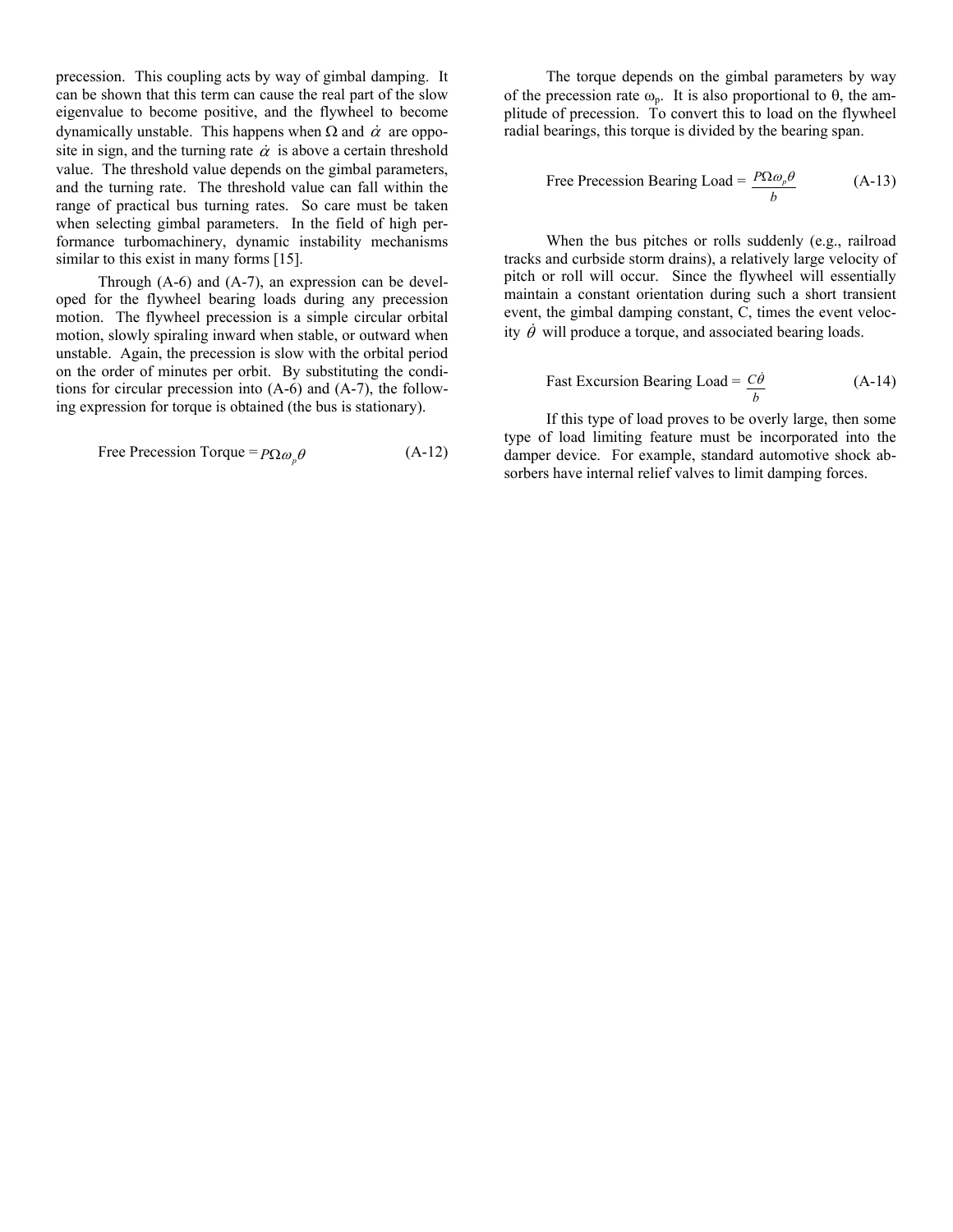precession. This coupling acts by way of gimbal damping. It can be shown that this term can cause the real part of the slow eigenvalue to become positive, and the flywheel to become dynamically unstable. This happens when $\Omega$ and $\dot{\alpha}$ are opposite in sign, and the turning rate $\dot{\alpha}$ is above a certain threshold value. The threshold value depends on the gimbal parameters, and the turning rate. The threshold value can fall within the range of practical bus turning rates. So care must be taken when selecting gimbal parameters. In the field of high performance turbomachinery, dynamic instability mechanisms similar to this exist in many forms [15].

Through (A-6) and (A-7), an expression can be developed for the flywheel bearing loads during any precession motion. The flywheel precession is a simple circular orbital motion, slowly spiraling inward when stable, or outward when unstable. Again, the precession is slow with the orbital period on the order of minutes per orbit. By substituting the conditions for circular precession into (A-6) and (A-7), the following expression for torque is obtained (the bus is stationary).

$$\text{Free Precession Torque} = P\Omega\omega_p\theta \qquad \text{(A-12)}$$

The torque depends on the gimbal parameters by way of the precession rate $\omega_p$. It is also proportional to $\theta$, the amplitude of precession. To convert this to load on the flywheel radial bearings, this torque is divided by the bearing span.

$$\text{Free Precession Bearing Load} = \frac{P\Omega\omega_p\theta}{b} \qquad \text{(A-13)}$$

When the bus pitches or rolls suddenly (e.g., railroad tracks and curbside storm drains), a relatively large velocity of pitch or roll will occur. Since the flywheel will essentially maintain a constant orientation during such a short transient event, the gimbal damping constant, C, times the event velocity $\dot{\theta}$ will produce a torque, and associated bearing loads.

$$\text{Fast Excursion Bearing Load} = \frac{C\dot{\theta}}{b} \qquad \text{(A-14)}$$

If this type of load proves to be overly large, then some type of load limiting feature must be incorporated into the damper device. For example, standard automotive shock absorbers have internal relief valves to limit damping forces.